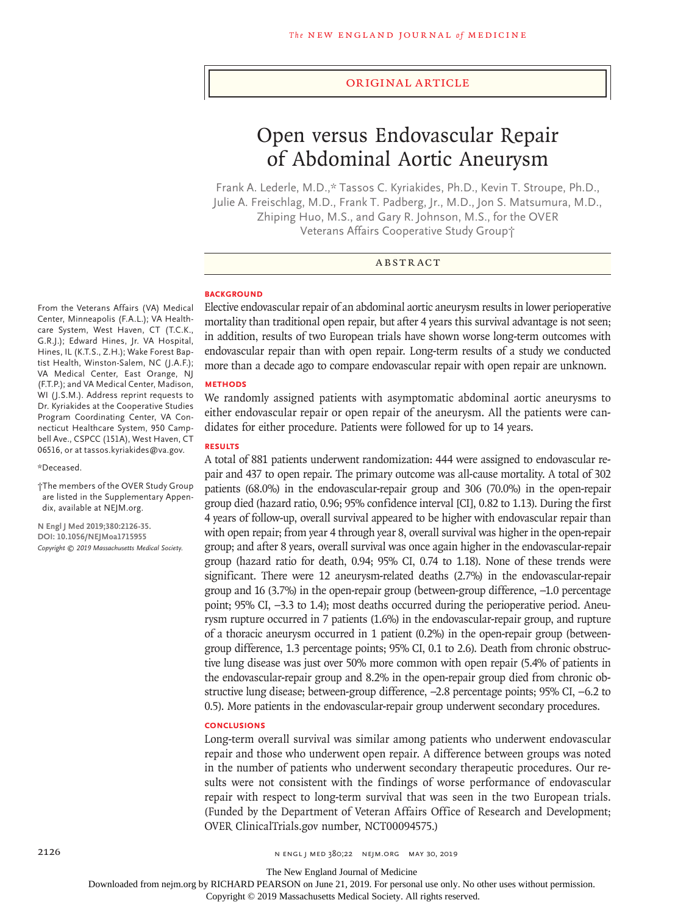ORIGINAL ARTICLE

# Open versus Endovascular Repair of Abdominal Aortic Aneurysm

Frank A. Lederle, M.D.,* Tassos C. Kyriakides, Ph.D., Kevin T. Stroupe, Ph.D., Julie A. Freischlag, M.D., Frank T. Padberg, Jr., M.D., Jon S. Matsumura, M.D., Zhiping Huo, M.S., and Gary R. Johnson, M.S., for the OVER Veterans Affairs Cooperative Study Group†

## ABSTRACT

### BACKGROUND

Elective endovascular repair of an abdominal aortic aneurysm results in lower perioperative mortality than traditional open repair, but after 4 years this survival advantage is not seen; in addition, results of two European trials have shown worse long-term outcomes with endovascular repair than with open repair. Long-term results of a study we conducted more than a decade ago to compare endovascular repair with open repair are unknown.

### METHODS

We randomly assigned patients with asymptomatic abdominal aortic aneurysms to either endovascular repair or open repair of the aneurysm. All the patients were candidates for either procedure. Patients were followed for up to 14 years.

### RESULTS

A total of 881 patients underwent randomization: 444 were assigned to endovascular repair and 437 to open repair. The primary outcome was all-cause mortality. A total of 302 patients (68.0%) in the endovascular-repair group and 306 (70.0%) in the open-repair group died (hazard ratio, 0.96; 95% confidence interval [CI], 0.82 to 1.13). During the first 4 years of follow-up, overall survival appeared to be higher with endovascular repair than with open repair; from year 4 through year 8, overall survival was higher in the open-repair group; and after 8 years, overall survival was once again higher in the endovascular-repair group (hazard ratio for death, 0.94; 95% CI, 0.74 to 1.18). None of these trends were significant. There were 12 aneurysm-related deaths (2.7%) in the endovascular-repair group and 16 (3.7%) in the open-repair group (between-group difference, −1.0 percentage point; 95% CI, −3.3 to 1.4); most deaths occurred during the perioperative period. Aneurysm rupture occurred in 7 patients (1.6%) in the endovascular-repair group, and rupture of a thoracic aneurysm occurred in 1 patient (0.2%) in the open-repair group (between-group difference, 1.3 percentage points; 95% CI, 0.1 to 2.6). Death from chronic obstructive lung disease was just over 50% more common with open repair (5.4% of patients in the endovascular-repair group and 8.2% in the open-repair group died from chronic obstructive lung disease; between-group difference, −2.8 percentage points; 95% CI, −6.2 to 0.5). More patients in the endovascular-repair group underwent secondary procedures.

### CONCLUSIONS

Long-term overall survival was similar among patients who underwent endovascular repair and those who underwent open repair. A difference between groups was noted in the number of patients who underwent secondary therapeutic procedures. Our results were not consistent with the findings of worse performance of endovascular repair with respect to long-term survival that was seen in the two European trials. (Funded by the Department of Veteran Affairs Office of Research and Development; OVER ClinicalTrials.gov number, NCT00094575.)

From the Veterans Affairs (VA) Medical Center, Minneapolis (F.A.L.); VA Healthcare System, West Haven, CT (T.C.K., G.R.J.); Edward Hines, Jr. VA Hospital, Hines, IL (K.T.S., Z.H.); Wake Forest Baptist Health, Winston-Salem, NC (J.A.F.); VA Medical Center, East Orange, NJ (F.T.P.); and VA Medical Center, Madison, WI (J.S.M.). Address reprint requests to Dr. Kyriakides at the Cooperative Studies Program Coordinating Center, VA Connecticut Healthcare System, 950 Campbell Ave., CSPCC (151A), West Haven, CT 06516, or at tassos.kyriakides@va.gov.

*Deceased.

†The members of the OVER Study Group are listed in the Supplementary Appendix, available at NEJM.org.

N Engl J Med 2019;380:2126-35.
DOI: 10.1056/NEJMoa1715955
Copyright © 2019 Massachusetts Medical Society.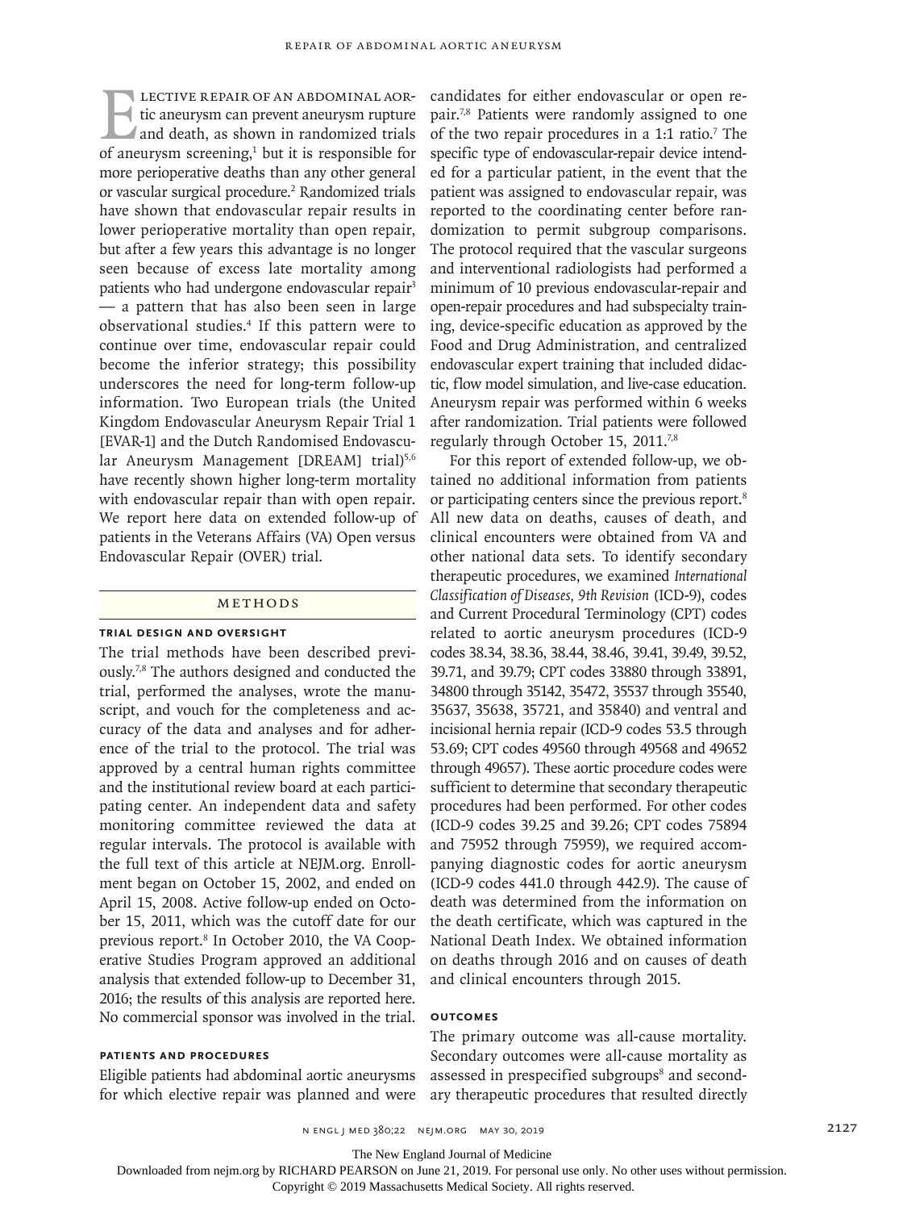Elective repair of an abdominal aortic aneurysm can prevent aneurysm rupture and death, as shown in randomized trials of aneurysm screening,[1] but it is responsible for more perioperative deaths than any other general or vascular surgical procedure.[2] Randomized trials have shown that endovascular repair results in lower perioperative mortality than open repair, but after a few years this advantage is no longer seen because of excess late mortality among patients who had undergone endovascular repair[3] — a pattern that has also been seen in large observational studies.[4] If this pattern were to continue over time, endovascular repair could become the inferior strategy; this possibility underscores the need for long-term follow-up information. Two European trials (the United Kingdom Endovascular Aneurysm Repair Trial 1 [EVAR-1] and the Dutch Randomised Endovascular Aneurysm Management [DREAM] trial)[5,6] have recently shown higher long-term mortality with endovascular repair than with open repair. We report here data on extended follow-up of patients in the Veterans Affairs (VA) Open versus Endovascular Repair (OVER) trial.

## Methods

### Trial Design and Oversight

The trial methods have been described previously.[7,8] The authors designed and conducted the trial, performed the analyses, wrote the manuscript, and vouch for the completeness and accuracy of the data and analyses and for adherence of the trial to the protocol. The trial was approved by a central human rights committee and the institutional review board at each participating center. An independent data and safety monitoring committee reviewed the data at regular intervals. The protocol is available with the full text of this article at NEJM.org. Enrollment began on October 15, 2002, and ended on April 15, 2008. Active follow-up ended on October 15, 2011, which was the cutoff date for our previous report.[8] In October 2010, the VA Cooperative Studies Program approved an additional analysis that extended follow-up to December 31, 2016; the results of this analysis are reported here. No commercial sponsor was involved in the trial.

### Patients and Procedures

Eligible patients had abdominal aortic aneurysms for which elective repair was planned and were candidates for either endovascular or open repair.[7,8] Patients were randomly assigned to one of the two repair procedures in a 1:1 ratio.[7] The specific type of endovascular-repair device intended for a particular patient, in the event that the patient was assigned to endovascular repair, was reported to the coordinating center before randomization to permit subgroup comparisons. The protocol required that the vascular surgeons and interventional radiologists had performed a minimum of 10 previous endovascular-repair and open-repair procedures and had subspecialty training, device-specific education as approved by the Food and Drug Administration, and centralized endovascular expert training that included didactic, flow model simulation, and live-case education. Aneurysm repair was performed within 6 weeks after randomization. Trial patients were followed regularly through October 15, 2011.[7,8]

For this report of extended follow-up, we obtained no additional information from patients or participating centers since the previous report.[8] All new data on deaths, causes of death, and clinical encounters were obtained from VA and other national data sets. To identify secondary therapeutic procedures, we examined *International Classification of Diseases, 9th Revision* (ICD-9), codes and Current Procedural Terminology (CPT) codes related to aortic aneurysm procedures (ICD-9 codes 38.34, 38.36, 38.44, 38.46, 39.41, 39.49, 39.52, 39.71, and 39.79; CPT codes 33880 through 33891, 34800 through 35142, 35472, 35537 through 35540, 35637, 35638, 35721, and 35840) and ventral and incisional hernia repair (ICD-9 codes 53.5 through 53.69; CPT codes 49560 through 49568 and 49652 through 49657). These aortic procedure codes were sufficient to determine that secondary therapeutic procedures had been performed. For other codes (ICD-9 codes 39.25 and 39.26; CPT codes 75894 and 75952 through 75959), we required accompanying diagnostic codes for aortic aneurysm (ICD-9 codes 441.0 through 442.9). The cause of death was determined from the information on the death certificate, which was captured in the National Death Index. We obtained information on deaths through 2016 and on causes of death and clinical encounters through 2015.

### Outcomes

The primary outcome was all-cause mortality. Secondary outcomes were all-cause mortality as assessed in prespecified subgroups[8] and secondary therapeutic procedures that resulted directly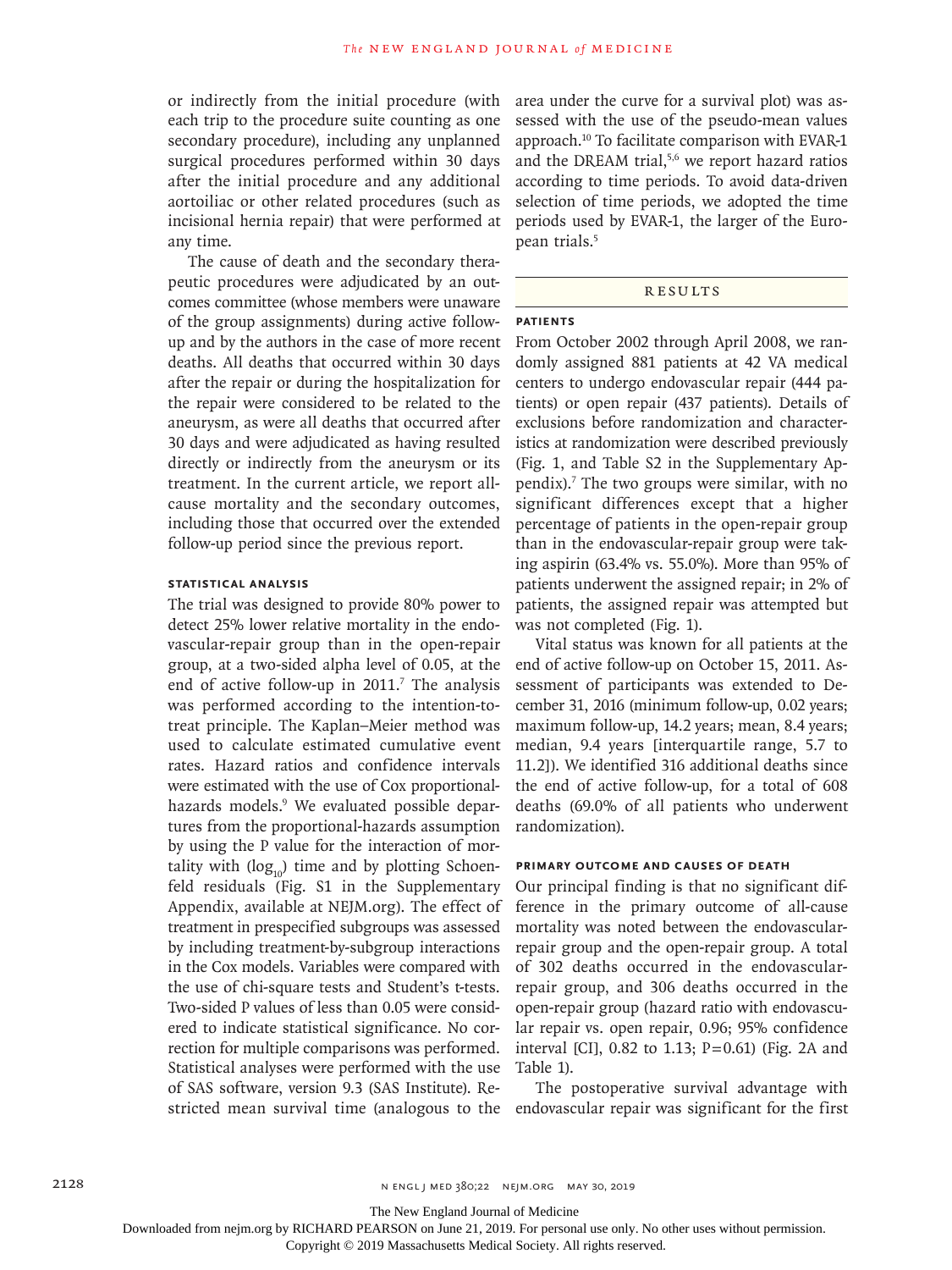or indirectly from the initial procedure (with each trip to the procedure suite counting as one secondary procedure), including any unplanned surgical procedures performed within 30 days after the initial procedure and any additional aortoiliac or other related procedures (such as incisional hernia repair) that were performed at any time.

The cause of death and the secondary therapeutic procedures were adjudicated by an outcomes committee (whose members were unaware of the group assignments) during active follow-up and by the authors in the case of more recent deaths. All deaths that occurred within 30 days after the repair or during the hospitalization for the repair were considered to be related to the aneurysm, as were all deaths that occurred after 30 days and were adjudicated as having resulted directly or indirectly from the aneurysm or its treatment. In the current article, we report all-cause mortality and the secondary outcomes, including those that occurred over the extended follow-up period since the previous report.

### STATISTICAL ANALYSIS

The trial was designed to provide 80% power to detect 25% lower relative mortality in the endovascular-repair group than in the open-repair group, at a two-sided alpha level of 0.05, at the end of active follow-up in 2011.[7] The analysis was performed according to the intention-to-treat principle. The Kaplan–Meier method was used to calculate estimated cumulative event rates. Hazard ratios and confidence intervals were estimated with the use of Cox proportional-hazards models.[9] We evaluated possible departures from the proportional-hazards assumption by using the P value for the interaction of mortality with ($\log_{10}$) time and by plotting Schoenfeld residuals (Fig. S1 in the Supplementary Appendix, available at NEJM.org). The effect of treatment in prespecified subgroups was assessed by including treatment-by-subgroup interactions in the Cox models. Variables were compared with the use of chi-square tests and Student's t-tests. Two-sided P values of less than 0.05 were considered to indicate statistical significance. No correction for multiple comparisons was performed. Statistical analyses were performed with the use of SAS software, version 9.3 (SAS Institute). Restricted mean survival time (analogous to the area under the curve for a survival plot) was assessed with the use of the pseudo-mean values approach.[10] To facilitate comparison with EVAR-1 and the DREAM trial,[5,6] we report hazard ratios according to time periods. To avoid data-driven selection of time periods, we adopted the time periods used by EVAR-1, the larger of the European trials.[5]

## RESULTS

### PATIENTS

From October 2002 through April 2008, we randomly assigned 881 patients at 42 VA medical centers to undergo endovascular repair (444 patients) or open repair (437 patients). Details of exclusions before randomization and characteristics at randomization were described previously (Fig. 1, and Table S2 in the Supplementary Appendix).[7] The two groups were similar, with no significant differences except that a higher percentage of patients in the open-repair group than in the endovascular-repair group were taking aspirin (63.4% vs. 55.0%). More than 95% of patients underwent the assigned repair; in 2% of patients, the assigned repair was attempted but was not completed (Fig. 1).

Vital status was known for all patients at the end of active follow-up on October 15, 2011. Assessment of participants was extended to December 31, 2016 (minimum follow-up, 0.02 years; maximum follow-up, 14.2 years; mean, 8.4 years; median, 9.4 years [interquartile range, 5.7 to 11.2]). We identified 316 additional deaths since the end of active follow-up, for a total of 608 deaths (69.0% of all patients who underwent randomization).

### PRIMARY OUTCOME AND CAUSES OF DEATH

Our principal finding is that no significant difference in the primary outcome of all-cause mortality was noted between the endovascular-repair group and the open-repair group. A total of 302 deaths occurred in the endovascular-repair group, and 306 deaths occurred in the open-repair group (hazard ratio with endovascular repair vs. open repair, 0.96; 95% confidence interval [CI], 0.82 to 1.13; P=0.61) (Fig. 2A and Table 1).

The postoperative survival advantage with endovascular repair was significant for the first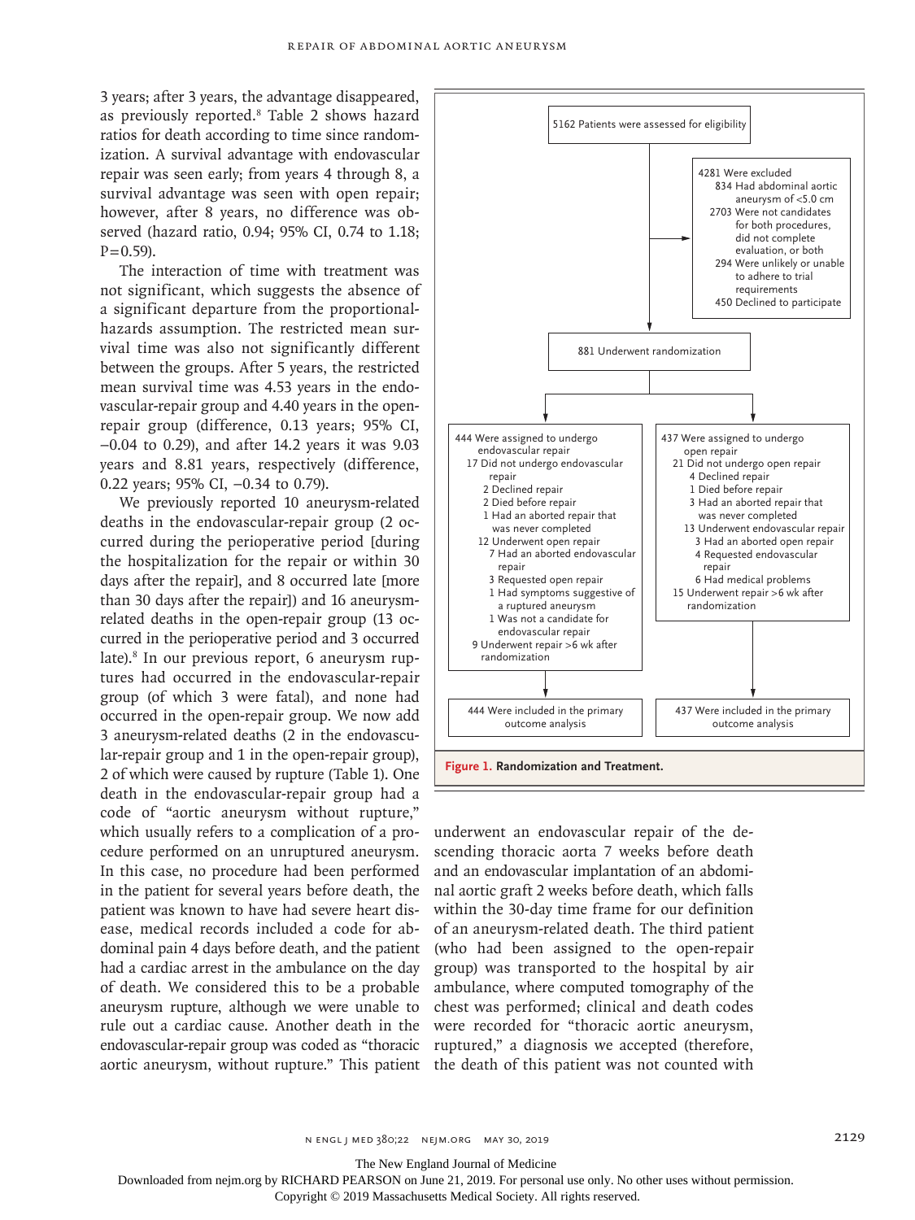3 years; after 3 years, the advantage disappeared, as previously reported.[8] Table 2 shows hazard ratios for death according to time since randomization. A survival advantage with endovascular repair was seen early; from years 4 through 8, a survival advantage was seen with open repair; however, after 8 years, no difference was observed (hazard ratio, 0.94; 95% CI, 0.74 to 1.18; P=0.59).

The interaction of time with treatment was not significant, which suggests the absence of a significant departure from the proportional-hazards assumption. The restricted mean survival time was also not significantly different between the groups. After 5 years, the restricted mean survival time was 4.53 years in the endovascular-repair group and 4.40 years in the open-repair group (difference, 0.13 years; 95% CI, −0.04 to 0.29), and after 14.2 years it was 9.03 years and 8.81 years, respectively (difference, 0.22 years; 95% CI, −0.34 to 0.79).

We previously reported 10 aneurysm-related deaths in the endovascular-repair group (2 occurred during the perioperative period [during the hospitalization for the repair or within 30 days after the repair], and 8 occurred late [more than 30 days after the repair]) and 16 aneurysm-related deaths in the open-repair group (13 occurred in the perioperative period and 3 occurred late).[8] In our previous report, 6 aneurysm ruptures had occurred in the endovascular-repair group (of which 3 were fatal), and none had occurred in the open-repair group. We now add 3 aneurysm-related deaths (2 in the endovascular-repair group and 1 in the open-repair group), 2 of which were caused by rupture (Table 1). One death in the endovascular-repair group had a code of "aortic aneurysm without rupture," which usually refers to a complication of a procedure performed on an unruptured aneurysm. In this case, no procedure had been performed in the patient for several years before death, the patient was known to have had severe heart disease, medical records included a code for abdominal pain 4 days before death, and the patient had a cardiac arrest in the ambulance on the day of death. We considered this to be a probable aneurysm rupture, although we were unable to rule out a cardiac cause. Another death in the endovascular-repair group was coded as "thoracic aortic aneurysm, without rupture." This patient underwent an endovascular repair of the descending thoracic aorta 7 weeks before death and an endovascular implantation of an abdominal aortic graft 2 weeks before death, which falls within the 30-day time frame for our definition of an aneurysm-related death. The third patient (who had been assigned to the open-repair group) was transported to the hospital by air ambulance, where computed tomography of the chest was performed; clinical and death codes were recorded for "thoracic aortic aneurysm, ruptured," a diagnosis we accepted (therefore, the death of this patient was not counted with

5162 Patients were assessed for eligibility

4281 Were excluded
- 834 Had abdominal aortic aneurysm of <5.0 cm
- 2703 Were not candidates for both procedures, did not complete evaluation, or both
- 294 Were unlikely or unable to adhere to trial requirements
- 450 Declined to participate

881 Underwent randomization

444 Were assigned to undergo endovascular repair
- 17 Did not undergo endovascular repair
  - 2 Declined repair
  - 2 Died before repair
  - 1 Had an aborted repair that was never completed
  - 12 Underwent open repair
    - 7 Had an aborted endovascular repair
    - 3 Requested open repair
    - 1 Had symptoms suggestive of a ruptured aneurysm
    - 1 Was not a candidate for endovascular repair
- 9 Underwent repair >6 wk after randomization

437 Were assigned to undergo open repair
- 21 Did not undergo open repair
  - 4 Declined repair
  - 1 Died before repair
  - 3 Had an aborted repair that was never completed
  - 13 Underwent endovascular repair
    - 3 Had an aborted open repair
    - 4 Requested endovascular repair
    - 6 Had medical problems
- 15 Underwent repair >6 wk after randomization

444 Were included in the primary outcome analysis

437 Were included in the primary outcome analysis

**Figure 1. Randomization and Treatment.**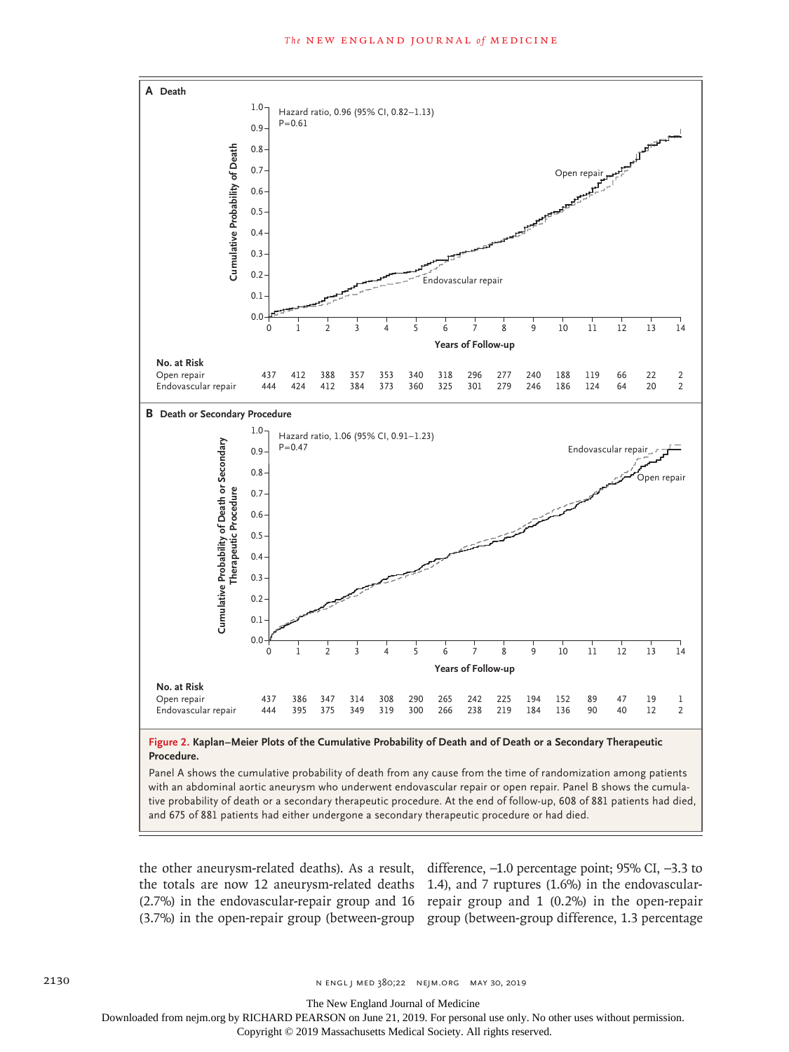**A Death**

Hazard ratio, 0.96 (95% CI, 0.82–1.13)
P=0.61

**No. at Risk**

| Years of Follow-up | 0 | 1 | 2 | 3 | 4 | 5 | 6 | 7 | 8 | 9 | 10 | 11 | 12 | 13 | 14 |
|---|---|---|---|---|---|---|---|---|---|---|---|---|---|---|---|
| Open repair | 437 | 412 | 388 | 357 | 353 | 340 | 318 | 296 | 277 | 240 | 188 | 119 | 66 | 22 | 2 |
| Endovascular repair | 444 | 424 | 412 | 384 | 373 | 360 | 325 | 301 | 279 | 246 | 186 | 124 | 64 | 20 | 2 |

**B Death or Secondary Procedure**

Hazard ratio, 1.06 (95% CI, 0.91–1.23)
P=0.47

**No. at Risk**

| Years of Follow-up | 0 | 1 | 2 | 3 | 4 | 5 | 6 | 7 | 8 | 9 | 10 | 11 | 12 | 13 | 14 |
|---|---|---|---|---|---|---|---|---|---|---|---|---|---|---|---|
| Open repair | 437 | 386 | 347 | 314 | 308 | 290 | 265 | 242 | 225 | 194 | 152 | 89 | 47 | 19 | 1 |
| Endovascular repair | 444 | 395 | 375 | 349 | 319 | 300 | 266 | 238 | 219 | 184 | 136 | 90 | 40 | 12 | 2 |

**Figure 2. Kaplan–Meier Plots of the Cumulative Probability of Death and of Death or a Secondary Therapeutic Procedure.**

Panel A shows the cumulative probability of death from any cause from the time of randomization among patients with an abdominal aortic aneurysm who underwent endovascular repair or open repair. Panel B shows the cumulative probability of death or a secondary therapeutic procedure. At the end of follow-up, 608 of 881 patients had died, and 675 of 881 patients had either undergone a secondary therapeutic procedure or had died.

the other aneurysm-related deaths). As a result, the totals are now 12 aneurysm-related deaths (2.7%) in the endovascular-repair group and 16 (3.7%) in the open-repair group (between-group difference, −1.0 percentage point; 95% CI, −3.3 to 1.4), and 7 ruptures (1.6%) in the endovascular-repair group and 1 (0.2%) in the open-repair group (between-group difference, 1.3 percentage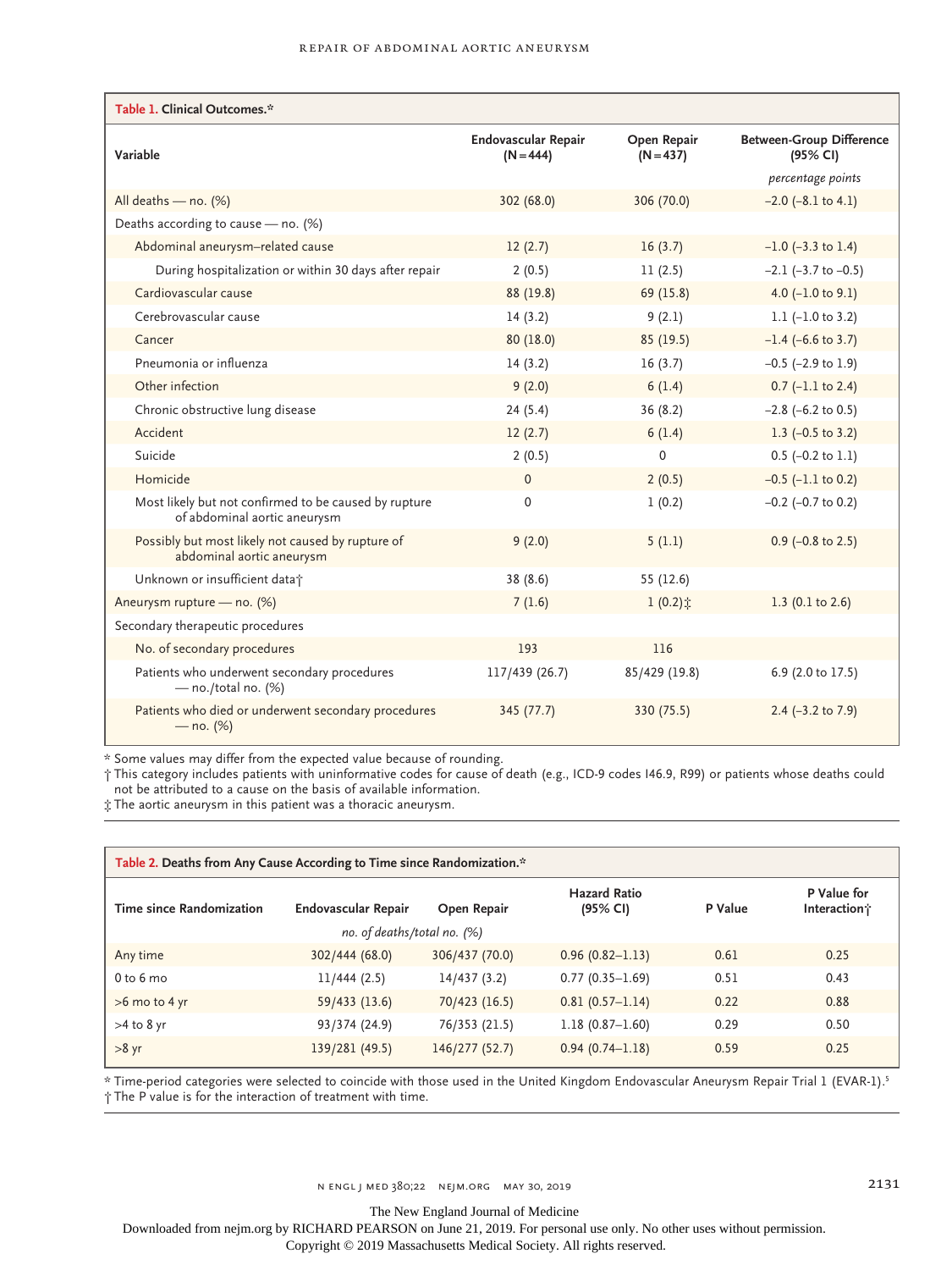**Table 1. Clinical Outcomes.***

| Variable | Endovascular Repair (N=444) | Open Repair (N=437) | Between-Group Difference (95% CI) |
|---|---|---|---|
| | | | *percentage points* |
| All deaths — no. (%) | 302 (68.0) | 306 (70.0) | −2.0 (−8.1 to 4.1) |
| Deaths according to cause — no. (%) | | | |
| Abdominal aneurysm–related cause | 12 (2.7) | 16 (3.7) | −1.0 (−3.3 to 1.4) |
| During hospitalization or within 30 days after repair | 2 (0.5) | 11 (2.5) | −2.1 (−3.7 to −0.5) |
| Cardiovascular cause | 88 (19.8) | 69 (15.8) | 4.0 (−1.0 to 9.1) |
| Cerebrovascular cause | 14 (3.2) | 9 (2.1) | 1.1 (−1.0 to 3.2) |
| Cancer | 80 (18.0) | 85 (19.5) | −1.4 (−6.6 to 3.7) |
| Pneumonia or influenza | 14 (3.2) | 16 (3.7) | −0.5 (−2.9 to 1.9) |
| Other infection | 9 (2.0) | 6 (1.4) | 0.7 (−1.1 to 2.4) |
| Chronic obstructive lung disease | 24 (5.4) | 36 (8.2) | −2.8 (−6.2 to 0.5) |
| Accident | 12 (2.7) | 6 (1.4) | 1.3 (−0.5 to 3.2) |
| Suicide | 2 (0.5) | 0 | 0.5 (−0.2 to 1.1) |
| Homicide | 0 | 2 (0.5) | −0.5 (−1.1 to 0.2) |
| Most likely but not confirmed to be caused by rupture of abdominal aortic aneurysm | 0 | 1 (0.2) | −0.2 (−0.7 to 0.2) |
| Possibly but most likely not caused by rupture of abdominal aortic aneurysm | 9 (2.0) | 5 (1.1) | 0.9 (−0.8 to 2.5) |
| Unknown or insufficient data† | 38 (8.6) | 55 (12.6) | |
| Aneurysm rupture — no. (%) | 7 (1.6) | 1 (0.2)‡ | 1.3 (0.1 to 2.6) |
| Secondary therapeutic procedures | | | |
| No. of secondary procedures | 193 | 116 | |
| Patients who underwent secondary procedures — no./total no. (%) | 117/439 (26.7) | 85/429 (19.8) | 6.9 (2.0 to 17.5) |
| Patients who died or underwent secondary procedures — no. (%) | 345 (77.7) | 330 (75.5) | 2.4 (−3.2 to 7.9) |

\* Some values may differ from the expected value because of rounding.
† This category includes patients with uninformative codes for cause of death (e.g., ICD-9 codes I46.9, R99) or patients whose deaths could not be attributed to a cause on the basis of available information.
‡ The aortic aneurysm in this patient was a thoracic aneurysm.

**Table 2. Deaths from Any Cause According to Time since Randomization.***

| Time since Randomization | Endovascular Repair | Open Repair | Hazard Ratio (95% CI) | P Value | P Value for Interaction† |
|---|---|---|---|---|---|
| | *no. of deaths/total no. (%)* | | | | |
| Any time | 302/444 (68.0) | 306/437 (70.0) | 0.96 (0.82–1.13) | 0.61 | 0.25 |
| 0 to 6 mo | 11/444 (2.5) | 14/437 (3.2) | 0.77 (0.35–1.69) | 0.51 | 0.43 |
| >6 mo to 4 yr | 59/433 (13.6) | 70/423 (16.5) | 0.81 (0.57–1.14) | 0.22 | 0.88 |
| >4 to 8 yr | 93/374 (24.9) | 76/353 (21.5) | 1.18 (0.87–1.60) | 0.29 | 0.50 |
| >8 yr | 139/281 (49.5) | 146/277 (52.7) | 0.94 (0.74–1.18) | 0.59 | 0.25 |

\* Time-period categories were selected to coincide with those used in the United Kingdom Endovascular Aneurysm Repair Trial 1 (EVAR-1).[5]
† The P value is for the interaction of treatment with time.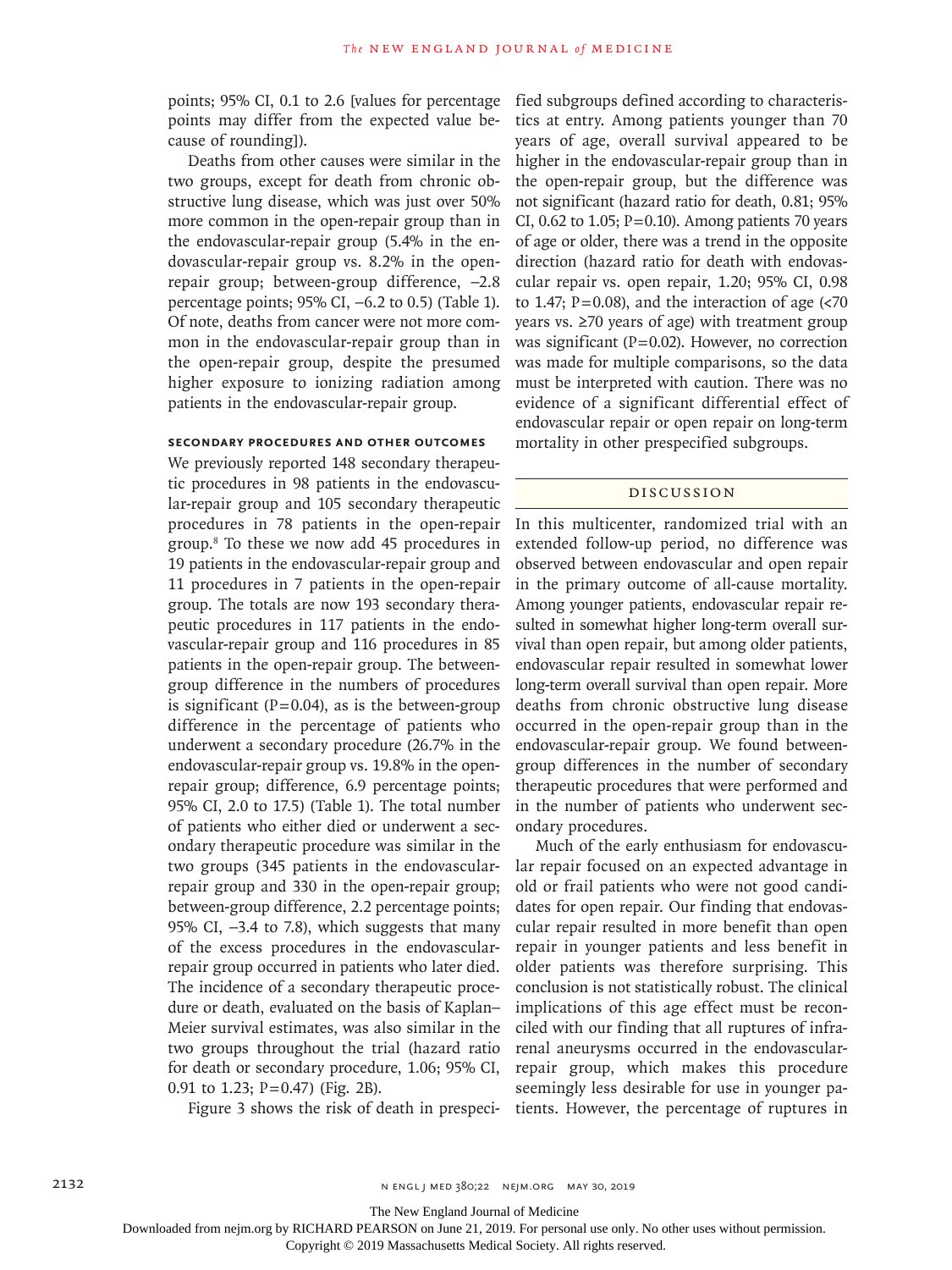points; 95% CI, 0.1 to 2.6 [values for percentage points may differ from the expected value because of rounding]).

Deaths from other causes were similar in the two groups, except for death from chronic obstructive lung disease, which was just over 50% more common in the open-repair group than in the endovascular-repair group (5.4% in the endovascular-repair group vs. 8.2% in the open-repair group; between-group difference, −2.8 percentage points; 95% CI, −6.2 to 0.5) (Table 1). Of note, deaths from cancer were not more common in the endovascular-repair group than in the open-repair group, despite the presumed higher exposure to ionizing radiation among patients in the endovascular-repair group.

### Secondary Procedures and Other Outcomes

We previously reported 148 secondary therapeutic procedures in 98 patients in the endovascular-repair group and 105 secondary therapeutic procedures in 78 patients in the open-repair group.[8] To these we now add 45 procedures in 19 patients in the endovascular-repair group and 11 procedures in 7 patients in the open-repair group. The totals are now 193 secondary therapeutic procedures in 117 patients in the endovascular-repair group and 116 procedures in 85 patients in the open-repair group. The between-group difference in the numbers of procedures is significant ($P=0.04$), as is the between-group difference in the percentage of patients who underwent a secondary procedure (26.7% in the endovascular-repair group vs. 19.8% in the open-repair group; difference, 6.9 percentage points; 95% CI, 2.0 to 17.5) (Table 1). The total number of patients who either died or underwent a secondary therapeutic procedure was similar in the two groups (345 patients in the endovascular-repair group and 330 in the open-repair group; between-group difference, 2.2 percentage points; 95% CI, −3.4 to 7.8), which suggests that many of the excess procedures in the endovascular-repair group occurred in patients who later died. The incidence of a secondary therapeutic procedure or death, evaluated on the basis of Kaplan–Meier survival estimates, was also similar in the two groups throughout the trial (hazard ratio for death or secondary procedure, 1.06; 95% CI, 0.91 to 1.23; $P=0.47$) (Fig. 2B).

Figure 3 shows the risk of death in prespecified subgroups defined according to characteristics at entry. Among patients younger than 70 years of age, overall survival appeared to be higher in the endovascular-repair group than in the open-repair group, but the difference was not significant (hazard ratio for death, 0.81; 95% CI, 0.62 to 1.05; $P=0.10$). Among patients 70 years of age or older, there was a trend in the opposite direction (hazard ratio for death with endovascular repair vs. open repair, 1.20; 95% CI, 0.98 to 1.47; $P=0.08$), and the interaction of age (<70 years vs. ≥70 years of age) with treatment group was significant ($P=0.02$). However, no correction was made for multiple comparisons, so the data must be interpreted with caution. There was no evidence of a significant differential effect of endovascular repair or open repair on long-term mortality in other prespecified subgroups.

## Discussion

In this multicenter, randomized trial with an extended follow-up period, no difference was observed between endovascular and open repair in the primary outcome of all-cause mortality. Among younger patients, endovascular repair resulted in somewhat higher long-term overall survival than open repair, but among older patients, endovascular repair resulted in somewhat lower long-term overall survival than open repair. More deaths from chronic obstructive lung disease occurred in the open-repair group than in the endovascular-repair group. We found between-group differences in the number of secondary therapeutic procedures that were performed and in the number of patients who underwent secondary procedures.

Much of the early enthusiasm for endovascular repair focused on an expected advantage in old or frail patients who were not good candidates for open repair. Our finding that endovascular repair resulted in more benefit than open repair in younger patients and less benefit in older patients was therefore surprising. This conclusion is not statistically robust. The clinical implications of this age effect must be reconciled with our finding that all ruptures of infrarenal aneurysms occurred in the endovascular-repair group, which makes this procedure seemingly less desirable for use in younger patients. However, the percentage of ruptures in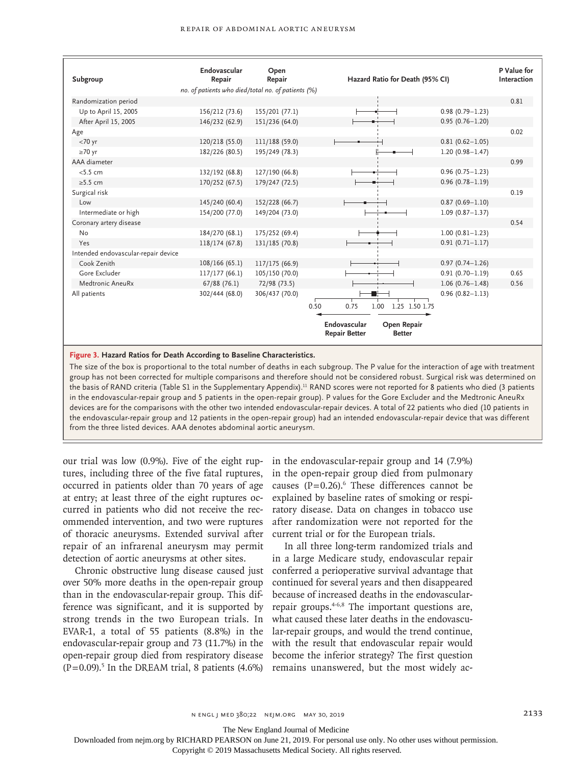| Subgroup | Endovascular Repair | Open Repair | Hazard Ratio for Death (95% CI) | P Value for Interaction |
|---|---|---|---|---|
| | *no. of patients who died/total no. of patients (%)* | | | |
| Randomization period | | | | 0.81 |
| Up to April 15, 2005 | 156/212 (73.6) | 155/201 (77.1) | 0.98 (0.79–1.23) | |
| After April 15, 2005 | 146/232 (62.9) | 151/236 (64.0) | 0.95 (0.76–1.20) | |
| Age | | | | 0.02 |
| <70 yr | 120/218 (55.0) | 111/188 (59.0) | 0.81 (0.62–1.05) | |
| ≥70 yr | 182/226 (80.5) | 195/249 (78.3) | 1.20 (0.98–1.47) | |
| AAA diameter | | | | 0.99 |
| <5.5 cm | 132/192 (68.8) | 127/190 (66.8) | 0.96 (0.75–1.23) | |
| ≥5.5 cm | 170/252 (67.5) | 179/247 (72.5) | 0.96 (0.78–1.19) | |
| Surgical risk | | | | 0.19 |
| Low | 145/240 (60.4) | 152/228 (66.7) | 0.87 (0.69–1.10) | |
| Intermediate or high | 154/200 (77.0) | 149/204 (73.0) | 1.09 (0.87–1.37) | |
| Coronary artery disease | | | | 0.54 |
| No | 184/270 (68.1) | 175/252 (69.4) | 1.00 (0.81–1.23) | |
| Yes | 118/174 (67.8) | 131/185 (70.8) | 0.91 (0.71–1.17) | |
| Intended endovascular-repair device | | | | |
| Cook Zenith | 108/166 (65.1) | 117/175 (66.9) | 0.97 (0.74–1.26) | |
| Gore Excluder | 117/177 (66.1) | 105/150 (70.0) | 0.91 (0.70–1.19) | 0.65 |
| Medtronic AneuRx | 67/88 (76.1) | 72/98 (73.5) | 1.06 (0.76–1.48) | 0.56 |
| All patients | 302/444 (68.0) | 306/437 (70.0) | 0.96 (0.82–1.13) | |

(Forest plot axis: 0.50, 0.75, 1.00, 1.25, 1.50, 1.75; ← Endovascular Repair Better | Open Repair Better →)

**Figure 3. Hazard Ratios for Death According to Baseline Characteristics.**

The size of the box is proportional to the total number of deaths in each subgroup. The P value for the interaction of age with treatment group has not been corrected for multiple comparisons and therefore should not be considered robust. Surgical risk was determined on the basis of RAND criteria (Table S1 in the Supplementary Appendix).[11] RAND scores were not reported for 8 patients who died (3 patients in the endovascular-repair group and 5 patients in the open-repair group). P values for the Gore Excluder and the Medtronic AneuRx devices are for the comparisons with the other two intended endovascular-repair devices. A total of 22 patients who died (10 patients in the endovascular-repair group and 12 patients in the open-repair group) had an intended endovascular-repair device that was different from the three listed devices. AAA denotes abdominal aortic aneurysm.

our trial was low (0.9%). Five of the eight ruptures, including three of the five fatal ruptures, occurred in patients older than 70 years of age at entry; at least three of the eight ruptures occurred in patients who did not receive the recommended intervention, and two were ruptures of thoracic aneurysms. Extended survival after repair of an infrarenal aneurysm may permit detection of aortic aneurysms at other sites.

Chronic obstructive lung disease caused just over 50% more deaths in the open-repair group than in the endovascular-repair group. This difference was significant, and it is supported by strong trends in the two European trials. In EVAR-1, a total of 55 patients (8.8%) in the endovascular-repair group and 73 (11.7%) in the open-repair group died from respiratory disease (P=0.09).[5] In the DREAM trial, 8 patients (4.6%) in the endovascular-repair group and 14 (7.9%) in the open-repair group died from pulmonary causes (P=0.26).[6] These differences cannot be explained by baseline rates of smoking or respiratory disease. Data on changes in tobacco use after randomization were not reported for the current trial or for the European trials.

In all three long-term randomized trials and in a large Medicare study, endovascular repair conferred a perioperative survival advantage that continued for several years and then disappeared because of increased deaths in the endovascular-repair groups.[4-6,8] The important questions are, what caused these later deaths in the endovascular-repair groups, and would the trend continue, with the result that endovascular repair would become the inferior strategy? The first question remains unanswered, but the most widely ac-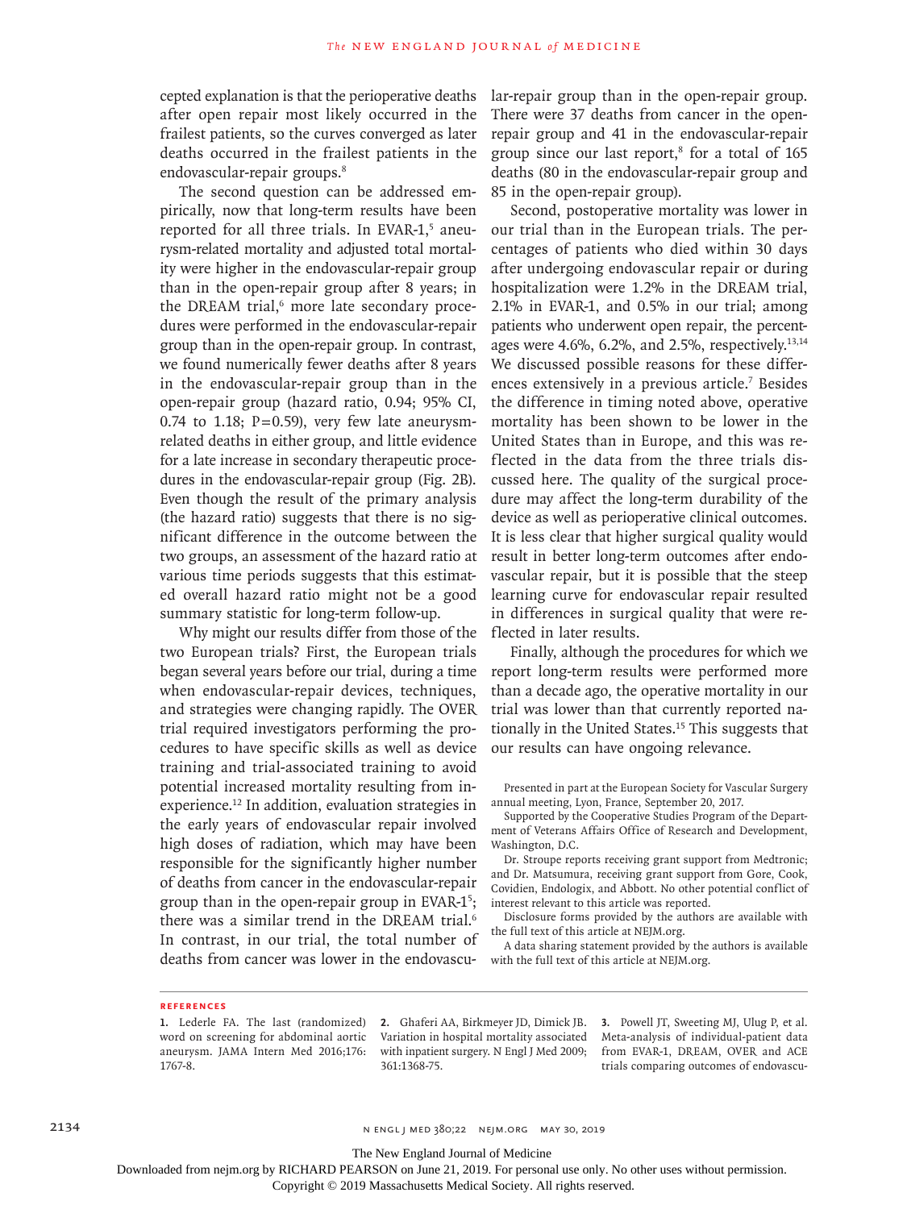cepted explanation is that the perioperative deaths after open repair most likely occurred in the frailest patients, so the curves converged as later deaths occurred in the frailest patients in the endovascular-repair groups.[8]

The second question can be addressed empirically, now that long-term results have been reported for all three trials. In EVAR-1,[5] aneurysm-related mortality and adjusted total mortality were higher in the endovascular-repair group than in the open-repair group after 8 years; in the DREAM trial,[6] more late secondary procedures were performed in the endovascular-repair group than in the open-repair group. In contrast, we found numerically fewer deaths after 8 years in the endovascular-repair group than in the open-repair group (hazard ratio, 0.94; 95% CI, 0.74 to 1.18; P=0.59), very few late aneurysm-related deaths in either group, and little evidence for a late increase in secondary therapeutic procedures in the endovascular-repair group (Fig. 2B). Even though the result of the primary analysis (the hazard ratio) suggests that there is no significant difference in the outcome between the two groups, an assessment of the hazard ratio at various time periods suggests that this estimated overall hazard ratio might not be a good summary statistic for long-term follow-up.

Why might our results differ from those of the two European trials? First, the European trials began several years before our trial, during a time when endovascular-repair devices, techniques, and strategies were changing rapidly. The OVER trial required investigators performing the procedures to have specific skills as well as device training and trial-associated training to avoid potential increased mortality resulting from inexperience.[12] In addition, evaluation strategies in the early years of endovascular repair involved high doses of radiation, which may have been responsible for the significantly higher number of deaths from cancer in the endovascular-repair group than in the open-repair group in EVAR-1[5]; there was a similar trend in the DREAM trial.[6] In contrast, in our trial, the total number of deaths from cancer was lower in the endovascular-repair group than in the open-repair group. There were 37 deaths from cancer in the open-repair group and 41 in the endovascular-repair group since our last report,[8] for a total of 165 deaths (80 in the endovascular-repair group and 85 in the open-repair group).

Second, postoperative mortality was lower in our trial than in the European trials. The percentages of patients who died within 30 days after undergoing endovascular repair or during hospitalization were 1.2% in the DREAM trial, 2.1% in EVAR-1, and 0.5% in our trial; among patients who underwent open repair, the percentages were 4.6%, 6.2%, and 2.5%, respectively.[13,14] We discussed possible reasons for these differences extensively in a previous article.[7] Besides the difference in timing noted above, operative mortality has been shown to be lower in the United States than in Europe, and this was reflected in the data from the three trials discussed here. The quality of the surgical procedure may affect the long-term durability of the device as well as perioperative clinical outcomes. It is less clear that higher surgical quality would result in better long-term outcomes after endovascular repair, but it is possible that the steep learning curve for endovascular repair resulted in differences in surgical quality that were reflected in later results.

Finally, although the procedures for which we report long-term results were performed more than a decade ago, the operative mortality in our trial was lower than that currently reported nationally in the United States.[15] This suggests that our results can have ongoing relevance.

Presented in part at the European Society for Vascular Surgery annual meeting, Lyon, France, September 20, 2017.

Supported by the Cooperative Studies Program of the Department of Veterans Affairs Office of Research and Development, Washington, D.C.

Dr. Stroupe reports receiving grant support from Medtronic; and Dr. Matsumura, receiving grant support from Gore, Cook, Covidien, Endologix, and Abbott. No other potential conflict of interest relevant to this article was reported.

Disclosure forms provided by the authors are available with the full text of this article at NEJM.org.

A data sharing statement provided by the authors is available with the full text of this article at NEJM.org.

## References

1. Lederle FA. The last (randomized) word on screening for abdominal aortic aneurysm. JAMA Intern Med 2016;176:1767-8.
2. Ghaferi AA, Birkmeyer JD, Dimick JB. Variation in hospital mortality associated with inpatient surgery. N Engl J Med 2009;361:1368-75.
3. Powell JT, Sweeting MJ, Ulug P, et al. Meta-analysis of individual-patient data from EVAR-1, DREAM, OVER and ACE trials comparing outcomes of endovascu-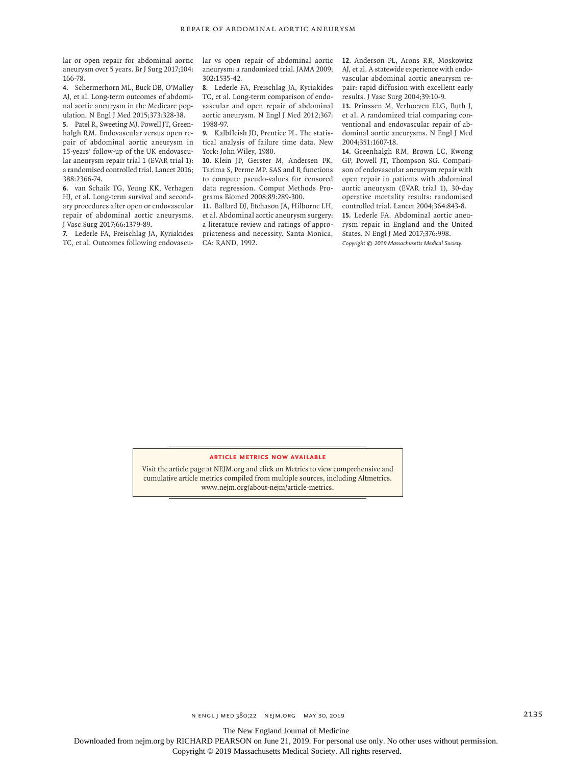lar or open repair for abdominal aortic aneurysm over 5 years. Br J Surg 2017;104:166-78.

**4.** Schermerhorn ML, Buck DB, O'Malley AJ, et al. Long-term outcomes of abdominal aortic aneurysm in the Medicare population. N Engl J Med 2015;373:328-38.

**5.** Patel R, Sweeting MJ, Powell JT, Greenhalgh RM. Endovascular versus open repair of abdominal aortic aneurysm in 15-years' follow-up of the UK endovascular aneurysm repair trial 1 (EVAR trial 1): a randomised controlled trial. Lancet 2016;388:2366-74.

**6.** van Schaik TG, Yeung KK, Verhagen HJ, et al. Long-term survival and secondary procedures after open or endovascular repair of abdominal aortic aneurysms. J Vasc Surg 2017;66:1379-89.

**7.** Lederle FA, Freischlag JA, Kyriakides TC, et al. Outcomes following endovascular vs open repair of abdominal aortic aneurysm: a randomized trial. JAMA 2009;302:1535-42.

**8.** Lederle FA, Freischlag JA, Kyriakides TC, et al. Long-term comparison of endovascular and open repair of abdominal aortic aneurysm. N Engl J Med 2012;367:1988-97.

**9.** Kalbfleish JD, Prentice PL. The statistical analysis of failure time data. New York: John Wiley, 1980.

**10.** Klein JP, Gerster M, Andersen PK, Tarima S, Perme MP. SAS and R functions to compute pseudo-values for censored data regression. Comput Methods Programs Biomed 2008;89:289-300.

**11.** Ballard DJ, Etchason JA, Hilborne LH, et al. Abdominal aortic aneurysm surgery: a literature review and ratings of appropriateness and necessity. Santa Monica, CA: RAND, 1992.

**12.** Anderson PL, Arons RR, Moskowitz AJ, et al. A statewide experience with endovascular abdominal aortic aneurysm repair: rapid diffusion with excellent early results. J Vasc Surg 2004;39:10-9.

**13.** Prinssen M, Verhoeven ELG, Buth J, et al. A randomized trial comparing conventional and endovascular repair of abdominal aortic aneurysms. N Engl J Med 2004;351:1607-18.

**14.** Greenhalgh RM, Brown LC, Kwong GP, Powell JT, Thompson SG. Comparison of endovascular aneurysm repair with open repair in patients with abdominal aortic aneurysm (EVAR trial 1), 30-day operative mortality results: randomised controlled trial. Lancet 2004;364:843-8.

**15.** Lederle FA. Abdominal aortic aneurysm repair in England and the United States. N Engl J Med 2017;376:998.

*Copyright © 2019 Massachusetts Medical Society.*

**ARTICLE METRICS NOW AVAILABLE**

Visit the article page at NEJM.org and click on Metrics to view comprehensive and cumulative article metrics compiled from multiple sources, including Altmetrics. www.nejm.org/about-nejm/article-metrics.